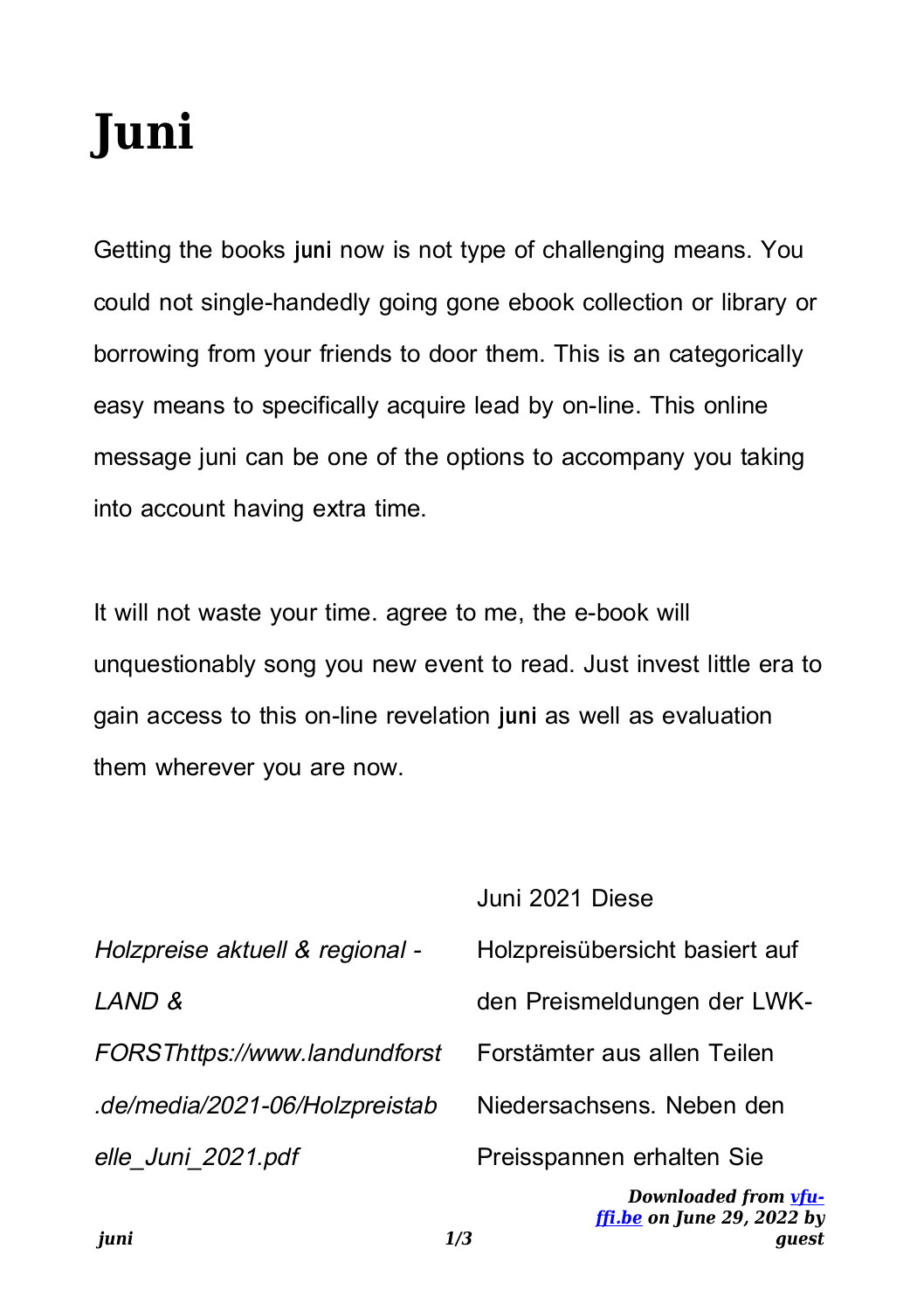# Juni

Getting the books **juni** now is not type of challenging means. You could not single-handedly going gone ebook collection or library or borrowing from your friends to door them. This is an categorically easy means to specifically acquire lead by on-line. This online message juni can be one of the options to accompany you taking into account having extra time.

It will not waste your time. agree to me, the e-book will unquestionably song you new event to read. Just invest little era to gain access to this on-line revelation **juni** as well as evaluation them wherever you are now.

*Holzpreise aktuell & regional - LAND & FORSThttps://www.landundforst.de/media/2021-06/Holzpreistabelle_Juni_2021.pdf*

Juni 2021 Diese Holzpreisübersicht basiert auf den Preismeldungen der LWK-Forstämter aus allen Teilen Niedersachsens. Neben den Preisspannen erhalten Sie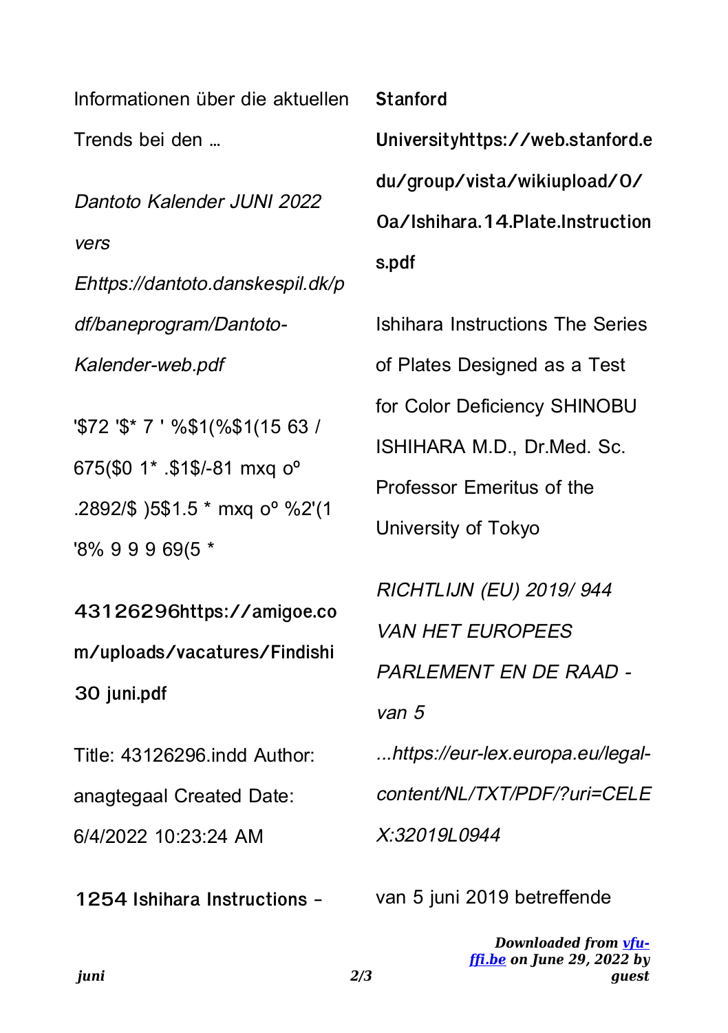Informationen über die aktuellen Trends bei den …

*Dantoto Kalender JUNI 2022 vers Ehttps://dantoto.danskespil.dk/pdf/baneprogram/Dantoto-Kalender-web.pdf*

'$72 '$* 7 ' %$1(%$1(15 63 / 675($0 1* .$1$/-81 mxq oº .2892/$ )5$1.5 * mxq oº %2'(1 '8% 9 9 9 69(5 *

**43126296https://amigoe.com/uploads/vacatures/Findishi 30 juni.pdf**

Title: 43126296.indd Author: anagtegaal Created Date: 6/4/2022 10:23:24 AM

**1254 Ishihara Instructions - Stanford Universityhttps://web.stanford.edu/group/vista/wikiupload/0/0a/Ishihara.14.Plate.Instructions.pdf**

Ishihara Instructions The Series of Plates Designed as a Test for Color Deficiency SHINOBU ISHIHARA M.D., Dr.Med. Sc. Professor Emeritus of the University of Tokyo

*RICHTLIJN (EU) 2019/ 944 VAN HET EUROPEES PARLEMENT EN DE RAAD - van 5 ...https://eur-lex.europa.eu/legal-content/NL/TXT/PDF/?uri=CELEX:32019L0944*

van 5 juni 2019 betreffende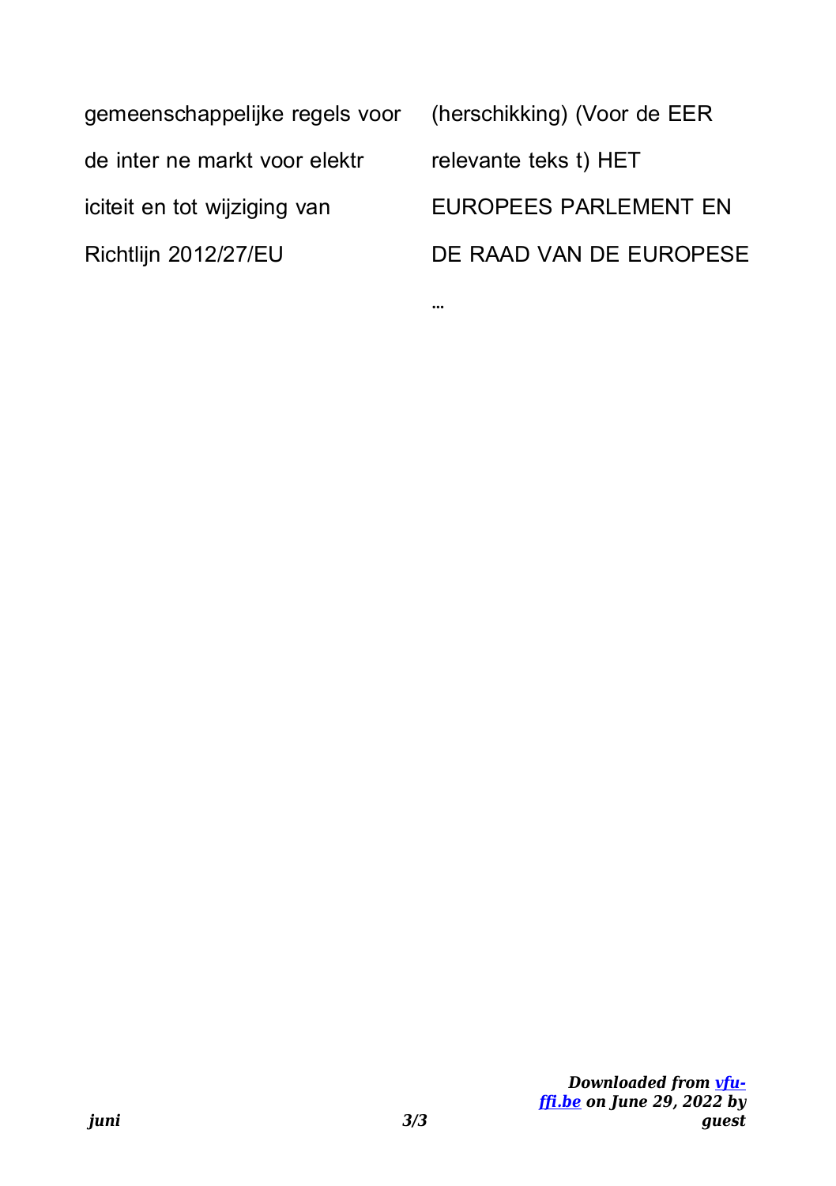gemeenschappelijke regels voor de inter ne markt voor elektr iciteit en tot wijziging van Richtlijn 2012/27/EU (herschikking) (Voor de EER relevante teks t) HET EUROPEES PARLEMENT EN DE RAAD VAN DE EUROPESE …